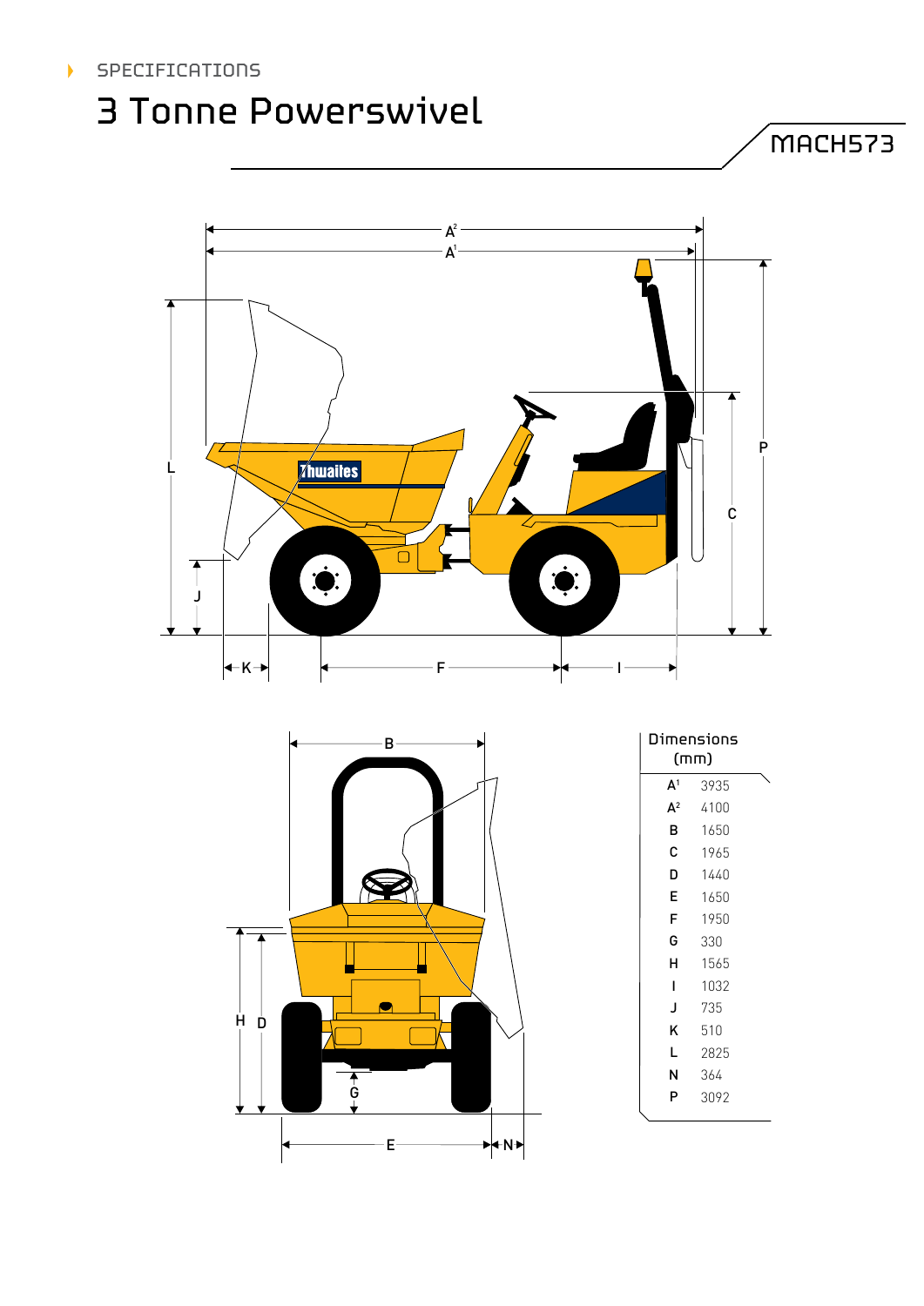SPECIFICATIONS

# 3 Tonne Powerswivel

MACH573

| Dimensions (mm) | |
|---|---|
| $A^1$ | 3935 |
| $A^2$ | 4100 |
| B | 1650 |
| C | 1965 |
| D | 1440 |
| E | 1650 |
| F | 1950 |
| G | 330 |
| H | 1565 |
| I | 1032 |
| J | 735 |
| K | 510 |
| L | 2825 |
| N | 364 |
| P | 3092 |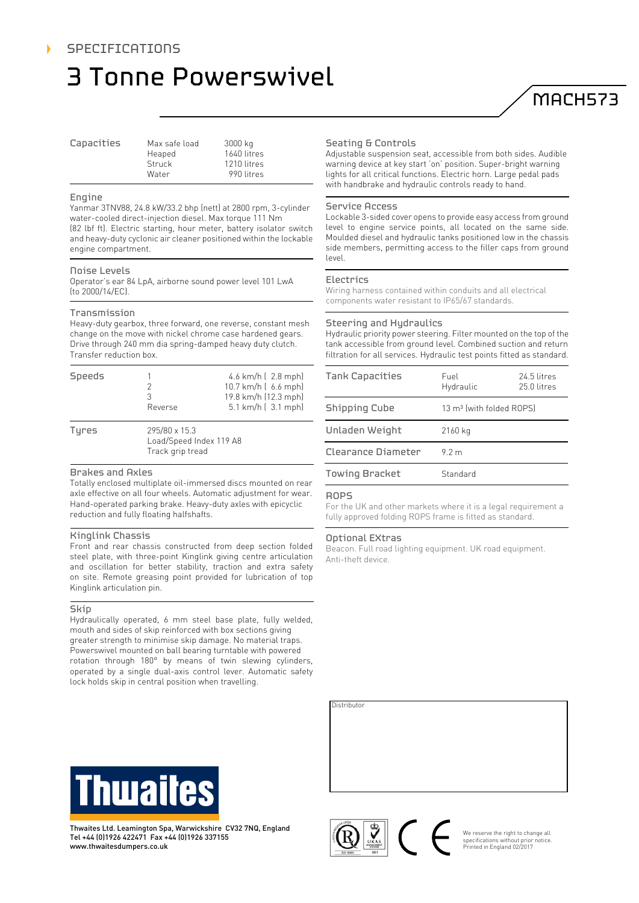SPECIFICATIONS

# 3 Tonne Powerswivel

MACH573

## Capacities

| | | |
|---|---|---|
| Capacities | Max safe load | 3000 kg |
| | Heaped | 1640 litres |
| | Struck | 1210 litres |
| | Water | 990 litres |

## Engine

Yanmar 3TNV88, 24.8 kW/33.2 bhp (nett) at 2800 rpm, 3-cylinder water-cooled direct-injection diesel. Max torque 111 Nm (82 lbf ft). Electric starting, hour meter, battery isolator switch and heavy-duty cyclonic air cleaner positioned within the lockable engine compartment.

## Noise Levels

Operator's ear 84 LpA, airborne sound power level 101 LwA (to 2000/14/EC).

## Transmission

Heavy-duty gearbox, three forward, one reverse, constant mesh change on the move with nickel chrome case hardened gears. Drive through 240 mm dia spring-damped heavy duty clutch. Transfer reduction box.

| | | |
|---|---|---|
| Speeds | 1 | 4.6 km/h ( 2.8 mph) |
| | 2 | 10.7 km/h ( 6.6 mph) |
| | 3 | 19.8 km/h (12.3 mph) |
| | Reverse | 5.1 km/h ( 3.1 mph) |
| Tyres | 295/80 x 15.3<br>Load/Speed Index 119 A8<br>Track grip tread | |

## Brakes and Axles

Totally enclosed multiplate oil-immersed discs mounted on rear axle effective on all four wheels. Automatic adjustment for wear. Hand-operated parking brake. Heavy-duty axles with epicyclic reduction and fully floating halfshafts.

## Kinglink Chassis

Front and rear chassis constructed from deep section folded steel plate, with three-point Kinglink giving centre articulation and oscillation for better stability, traction and extra safety on site. Remote greasing point provided for lubrication of top Kinglink articulation pin.

## Skip

Hydraulically operated, 6 mm steel base plate, fully welded, mouth and sides of skip reinforced with box sections giving greater strength to minimise skip damage. No material traps. Powerswivel mounted on ball bearing turntable with powered rotation through 180° by means of twin slewing cylinders, operated by a single dual-axis control lever. Automatic safety lock holds skip in central position when travelling.

## Seating & Controls

Adjustable suspension seat, accessible from both sides. Audible warning device at key start 'on' position. Super-bright warning lights for all critical functions. Electric horn. Large pedal pads with handbrake and hydraulic controls ready to hand.

## Service Access

Lockable 3-sided cover opens to provide easy access from ground level to engine service points, all located on the same side. Moulded diesel and hydraulic tanks positioned low in the chassis side members, permitting access to the filler caps from ground level.

## Electrics

Wiring harness contained within conduits and all electrical components water resistant to IP65/67 standards.

## Steering and Hydraulics

Hydraulic priority power steering. Filter mounted on the top of the tank accessible from ground level. Combined suction and return filtration for all services. Hydraulic test points fitted as standard.

| | | |
|---|---|---|
| Tank Capacities | Fuel | 24.5 litres |
| | Hydraulic | 25.0 litres |
| Shipping Cube | 13 m³ (with folded ROPS) | |
| Unladen Weight | 2160 kg | |
| Clearance Diameter | 9.2 m | |
| Towing Bracket | Standard | |

## ROPS

For the UK and other markets where it is a legal requirement a fully approved folding ROPS frame is fitted as standard.

## Optional Extras

Beacon. Full road lighting equipment. UK road equipment. Anti-theft device.

Distributor

Thwaites

Thwaites Ltd. Leamington Spa, Warwickshire CV32 7NQ, England
Tel +44 (0)1926 422471 Fax +44 (0)1926 337155
www.thwaitesdumpers.co.uk

We reserve the right to change all specifications without prior notice.
Printed in England 02/2017